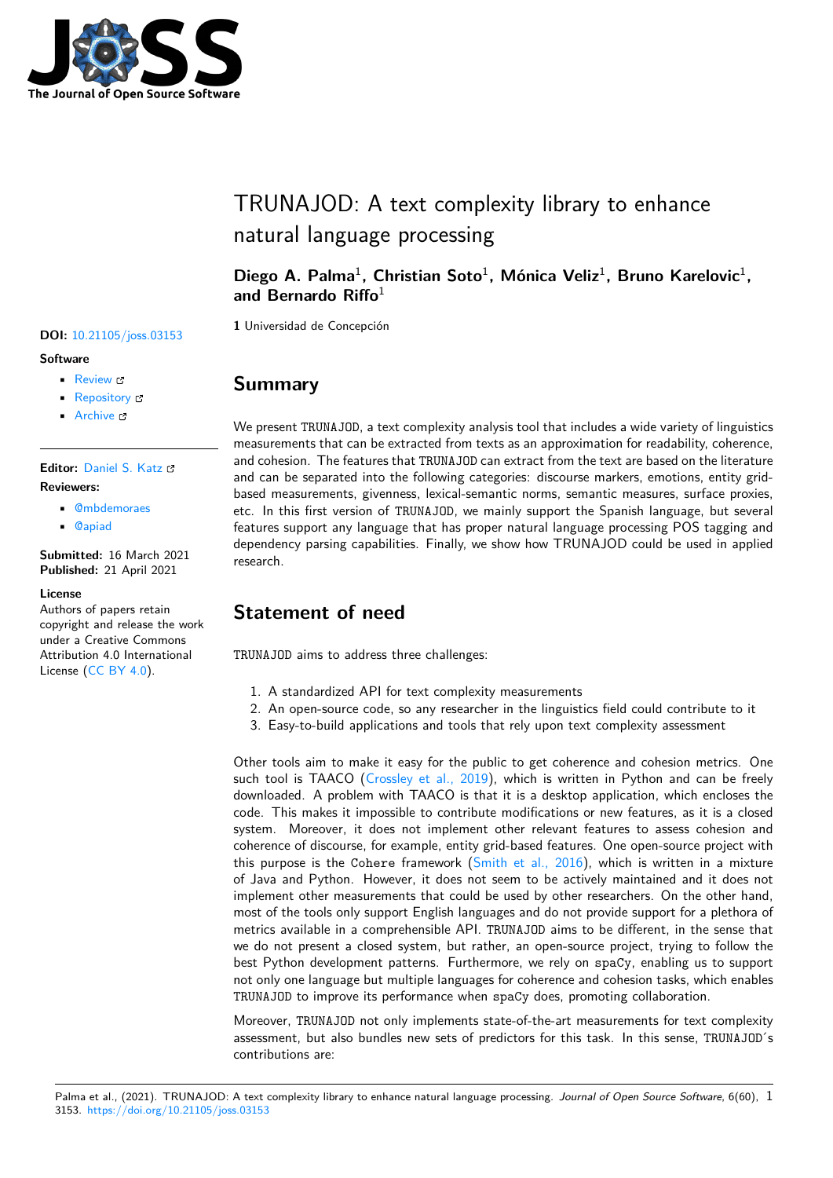# TRUNAJOD: A text complexity library to enhance natural language processing

**Diego A. Palma[1], Christian Soto[1], Mónica Veliz[1], Bruno Karelovic[1], and Bernardo Riffo[1]**

**1** Universidad de Concepción

**DOI:** 10.21105/joss.03153

**Software**

- Review
- Repository
- Archive

**Editor:** Daniel S. Katz

**Reviewers:**

- @mbdemoraes
- @apiad

**Submitted:** 16 March 2021
**Published:** 21 April 2021

**License**
Authors of papers retain copyright and release the work under a Creative Commons Attribution 4.0 International License (CC BY 4.0).

## Summary

We present TRUNAJOD, a text complexity analysis tool that includes a wide variety of linguistics measurements that can be extracted from texts as an approximation for readability, coherence, and cohesion. The features that TRUNAJOD can extract from the text are based on the literature and can be separated into the following categories: discourse markers, emotions, entity grid-based measurements, givenness, lexical-semantic norms, semantic measures, surface proxies, etc. In this first version of TRUNAJOD, we mainly support the Spanish language, but several features support any language that has proper natural language processing POS tagging and dependency parsing capabilities. Finally, we show how TRUNAJOD could be used in applied research.

## Statement of need

TRUNAJOD aims to address three challenges:

1. A standardized API for text complexity measurements
2. An open-source code, so any researcher in the linguistics field could contribute to it
3. Easy-to-build applications and tools that rely upon text complexity assessment

Other tools aim to make it easy for the public to get coherence and cohesion metrics. One such tool is TAACO (Crossley et al., 2019), which is written in Python and can be freely downloaded. A problem with TAACO is that it is a desktop application, which encloses the code. This makes it impossible to contribute modifications or new features, as it is a closed system. Moreover, it does not implement other relevant features to assess cohesion and coherence of discourse, for example, entity grid-based features. One open-source project with this purpose is the Cohere framework (Smith et al., 2016), which is written in a mixture of Java and Python. However, it does not seem to be actively maintained and it does not implement other measurements that could be used by other researchers. On the other hand, most of the tools only support English languages and do not provide support for a plethora of metrics available in a comprehensible API. TRUNAJOD aims to be different, in the sense that we do not present a closed system, but rather, an open-source project, trying to follow the best Python development patterns. Furthermore, we rely on spaCy, enabling us to support not only one language but multiple languages for coherence and cohesion tasks, which enables TRUNAJOD to improve its performance when spaCy does, promoting collaboration.

Moreover, TRUNAJOD not only implements state-of-the-art measurements for text complexity assessment, but also bundles new sets of predictors for this task. In this sense, TRUNAJOD´s contributions are: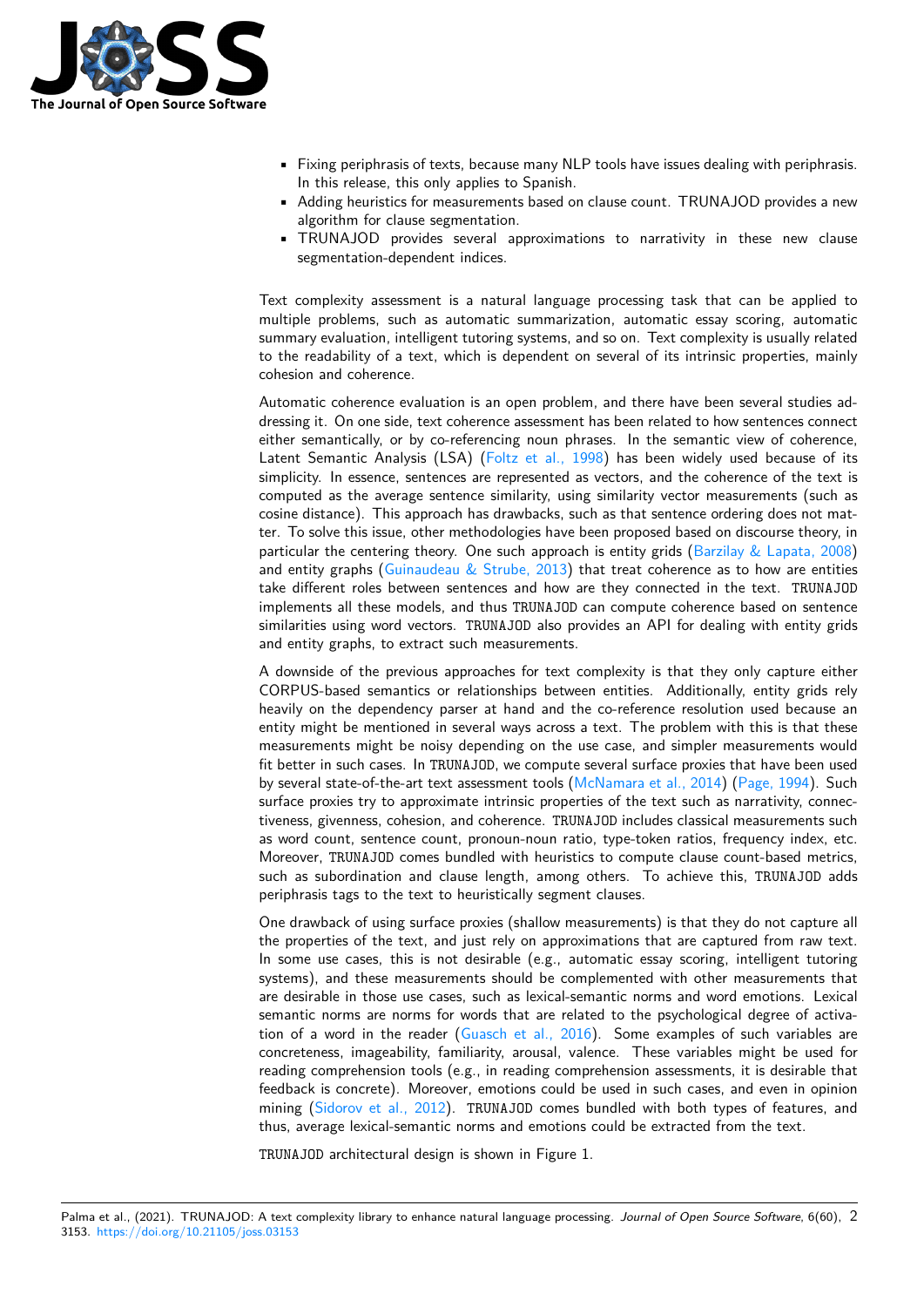- Fixing periphrasis of texts, because many NLP tools have issues dealing with periphrasis. In this release, this only applies to Spanish.
- Adding heuristics for measurements based on clause count. TRUNAJOD provides a new algorithm for clause segmentation.
- TRUNAJOD provides several approximations to narrativity in these new clause segmentation-dependent indices.

Text complexity assessment is a natural language processing task that can be applied to multiple problems, such as automatic summarization, automatic essay scoring, automatic summary evaluation, intelligent tutoring systems, and so on. Text complexity is usually related to the readability of a text, which is dependent on several of its intrinsic properties, mainly cohesion and coherence.

Automatic coherence evaluation is an open problem, and there have been several studies addressing it. On one side, text coherence assessment has been related to how sentences connect either semantically, or by co-referencing noun phrases. In the semantic view of coherence, Latent Semantic Analysis (LSA) (Foltz et al., 1998) has been widely used because of its simplicity. In essence, sentences are represented as vectors, and the coherence of the text is computed as the average sentence similarity, using similarity vector measurements (such as cosine distance). This approach has drawbacks, such as that sentence ordering does not matter. To solve this issue, other methodologies have been proposed based on discourse theory, in particular the centering theory. One such approach is entity grids (Barzilay & Lapata, 2008) and entity graphs (Guinaudeau & Strube, 2013) that treat coherence as to how are entities take different roles between sentences and how are they connected in the text. `TRUNAJOD` implements all these models, and thus `TRUNAJOD` can compute coherence based on sentence similarities using word vectors. `TRUNAJOD` also provides an API for dealing with entity grids and entity graphs, to extract such measurements.

A downside of the previous approaches for text complexity is that they only capture either CORPUS-based semantics or relationships between entities. Additionally, entity grids rely heavily on the dependency parser at hand and the co-reference resolution used because an entity might be mentioned in several ways across a text. The problem with this is that these measurements might be noisy depending on the use case, and simpler measurements would fit better in such cases. In `TRUNAJOD`, we compute several surface proxies that have been used by several state-of-the-art text assessment tools (McNamara et al., 2014) (Page, 1994). Such surface proxies try to approximate intrinsic properties of the text such as narrativity, connectiveness, givenness, cohesion, and coherence. `TRUNAJOD` includes classical measurements such as word count, sentence count, pronoun-noun ratio, type-token ratios, frequency index, etc. Moreover, `TRUNAJOD` comes bundled with heuristics to compute clause count-based metrics, such as subordination and clause length, among others. To achieve this, `TRUNAJOD` adds periphrasis tags to the text to heuristically segment clauses.

One drawback of using surface proxies (shallow measurements) is that they do not capture all the properties of the text, and just rely on approximations that are captured from raw text. In some use cases, this is not desirable (e.g., automatic essay scoring, intelligent tutoring systems), and these measurements should be complemented with other measurements that are desirable in those use cases, such as lexical-semantic norms and word emotions. Lexical semantic norms are norms for words that are related to the psychological degree of activation of a word in the reader (Guasch et al., 2016). Some examples of such variables are concreteness, imageability, familiarity, arousal, valence. These variables might be used for reading comprehension tools (e.g., in reading comprehension assessments, it is desirable that feedback is concrete). Moreover, emotions could be used in such cases, and even in opinion mining (Sidorov et al., 2012). `TRUNAJOD` comes bundled with both types of features, and thus, average lexical-semantic norms and emotions could be extracted from the text.

`TRUNAJOD` architectural design is shown in Figure 1.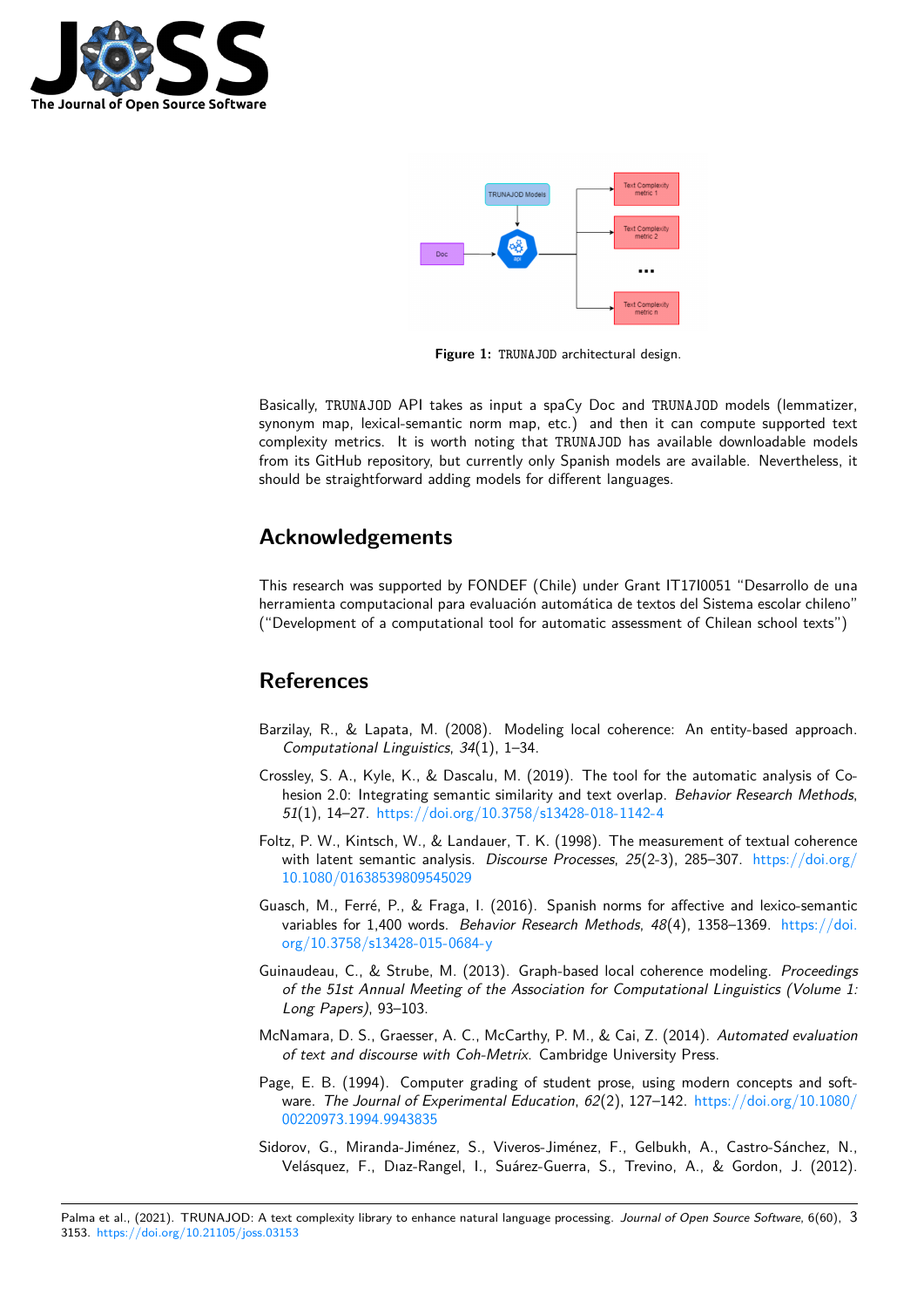**Figure 1:** `TRUNAJOD` architectural design.

Basically, `TRUNAJOD` API takes as input a spaCy Doc and `TRUNAJOD` models (lemmatizer, synonym map, lexical-semantic norm map, etc.) and then it can compute supported text complexity metrics. It is worth noting that `TRUNAJOD` has available downloadable models from its GitHub repository, but currently only Spanish models are available. Nevertheless, it should be straightforward adding models for different languages.

## Acknowledgements

This research was supported by FONDEF (Chile) under Grant IT17I0051 "Desarrollo de una herramienta computacional para evaluación automática de textos del Sistema escolar chileno" ("Development of a computational tool for automatic assessment of Chilean school texts")

## References

Barzilay, R., & Lapata, M. (2008). Modeling local coherence: An entity-based approach. *Computational Linguistics*, *34*(1), 1–34.

Crossley, S. A., Kyle, K., & Dascalu, M. (2019). The tool for the automatic analysis of Cohesion 2.0: Integrating semantic similarity and text overlap. *Behavior Research Methods*, *51*(1), 14–27. https://doi.org/10.3758/s13428-018-1142-4

Foltz, P. W., Kintsch, W., & Landauer, T. K. (1998). The measurement of textual coherence with latent semantic analysis. *Discourse Processes*, *25*(2-3), 285–307. https://doi.org/10.1080/01638539809545029

Guasch, M., Ferré, P., & Fraga, I. (2016). Spanish norms for affective and lexico-semantic variables for 1,400 words. *Behavior Research Methods*, *48*(4), 1358–1369. https://doi.org/10.3758/s13428-015-0684-y

Guinaudeau, C., & Strube, M. (2013). Graph-based local coherence modeling. *Proceedings of the 51st Annual Meeting of the Association for Computational Linguistics (Volume 1: Long Papers)*, 93–103.

McNamara, D. S., Graesser, A. C., McCarthy, P. M., & Cai, Z. (2014). *Automated evaluation of text and discourse with Coh-Metrix*. Cambridge University Press.

Page, E. B. (1994). Computer grading of student prose, using modern concepts and software. *The Journal of Experimental Education*, *62*(2), 127–142. https://doi.org/10.1080/00220973.1994.9943835

Sidorov, G., Miranda-Jiménez, S., Viveros-Jiménez, F., Gelbukh, A., Castro-Sánchez, N., Velásquez, F., Dıaz-Rangel, I., Suárez-Guerra, S., Trevino, A., & Gordon, J. (2012).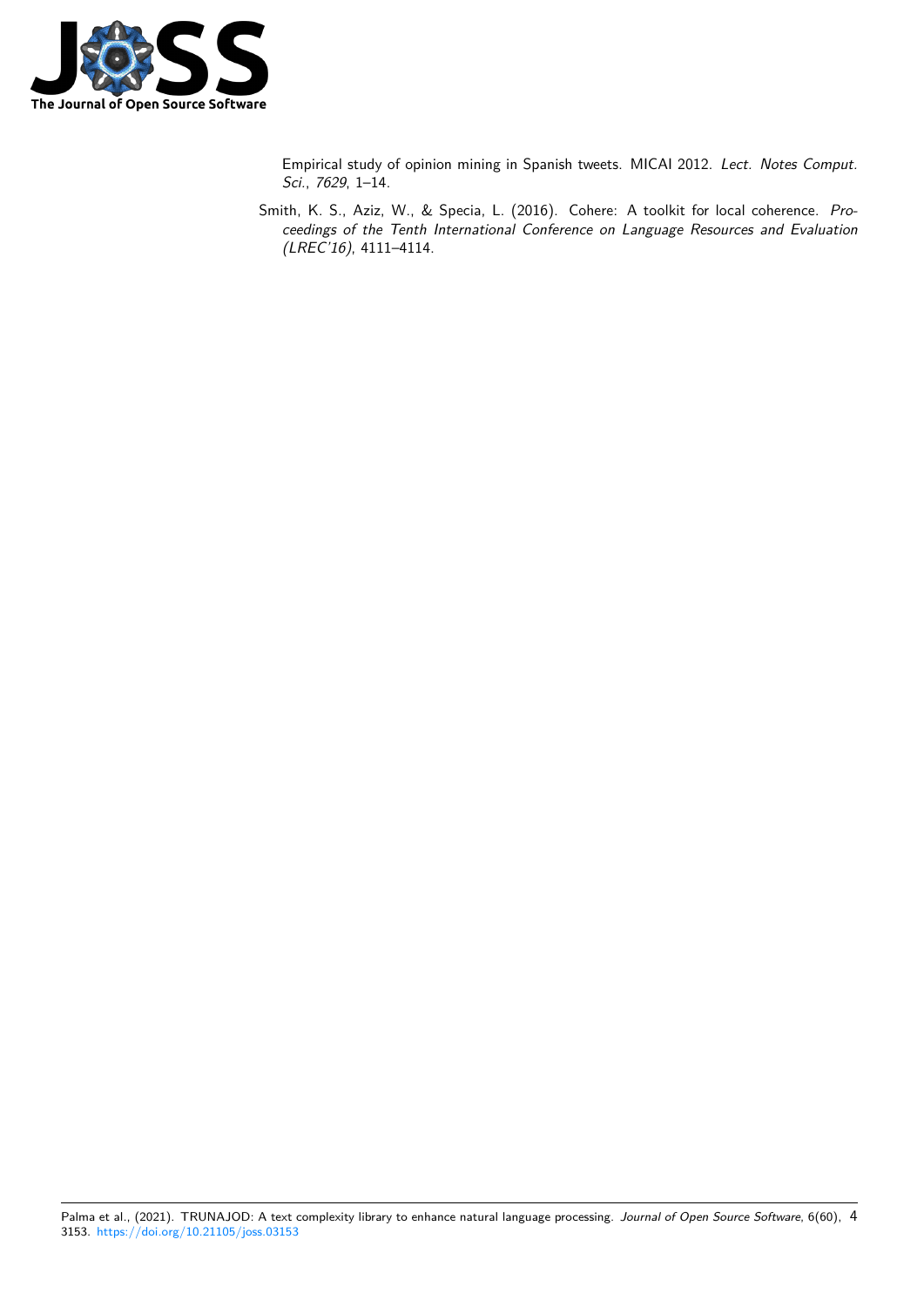Empirical study of opinion mining in Spanish tweets. MICAI 2012. *Lect. Notes Comput. Sci.*, *7629*, 1–14.

Smith, K. S., Aziz, W., & Specia, L. (2016). Cohere: A toolkit for local coherence. *Proceedings of the Tenth International Conference on Language Resources and Evaluation (LREC'16)*, 4111–4114.